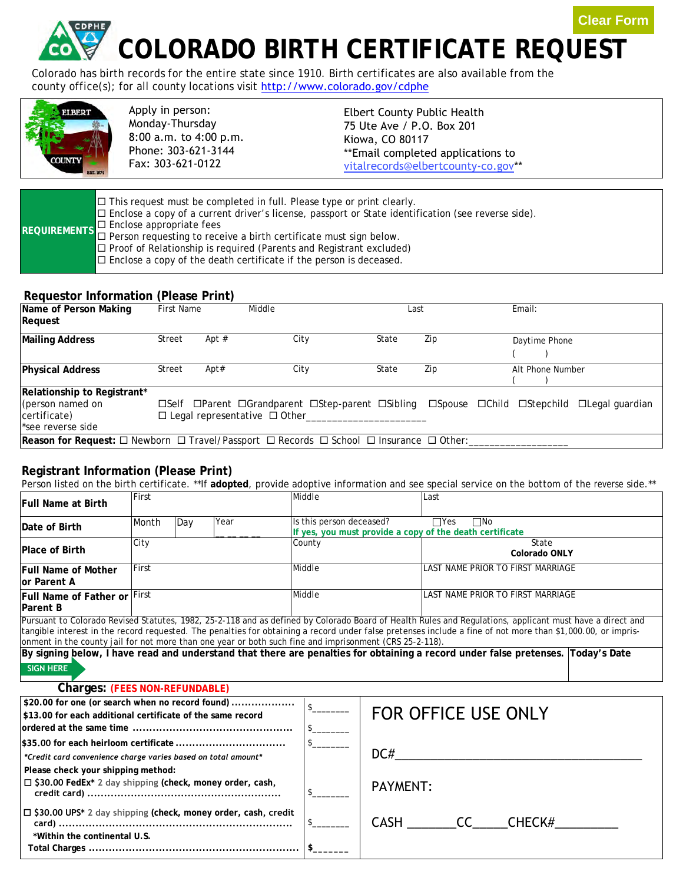Clear Form

# COLORADO BIRTH CERTIFICATE REQUEST

Colorado has birth records for the entire state since 1910. Birth certificates are also available from the county office(s); for all county locations visit http://www.colorado.gov/cdphe

| | | |
|---|---|---|
| ELBERT COUNTY EST. 1874 | Apply in person:<br>Monday-Thursday<br>8:00 a.m. to 4:00 p.m.<br>Phone: 303-621-3144<br>Fax: 303-621-0122 | Elbert County Public Health<br>75 Ute Ave / P.O. Box 201<br>Kiowa, CO 80117<br>**Email completed applications to vitalrecords@elbertcounty-co.gov** |

| **REQUIREMENTS** | ☐ This request must be completed in full. Please type or print clearly.<br>☐ Enclose a copy of a current driver's license, passport or State identification (see reverse side).<br>☐ Enclose appropriate fees<br>☐ Person requesting to receive a birth certificate must sign below.<br>☐ Proof of Relationship is required (Parents and Registrant excluded)<br>☐ Enclose a copy of the death certificate if the person is deceased. |
|---|---|

## Requestor Information (Please Print)

| | | | | | | |
|---|---|---|---|---|---|---|
| **Name of Person Making Request** | First Name | Middle | | Last | | Email: |
| **Mailing Address** | Street | Apt # | City | State | Zip | Daytime Phone<br>(     ) |
| **Physical Address** | Street | Apt# | City | State | Zip | Alt Phone Number<br>(     ) |
| **Relationship to Registrant***<br>(person named on certificate)<br>*see reverse side | ☐Self ☐Parent ☐Grandparent ☐Step-parent ☐Sibling ☐Spouse ☐Child ☐Stepchild ☐Legal guardian<br>☐ Legal representative ☐ Other____________________ | | | | | |
| **Reason for Request:** ☐ Newborn ☐ Travel/Passport ☐ Records ☐ School ☐ Insurance ☐ Other:________________ | | | | | | |

## Registrant Information (Please Print)

Person listed on the birth certificate. **If **adopted**, provide adoptive information and see special service on the bottom of the reverse side.**

| | | | | | |
|---|---|---|---|---|---|
| **Full Name at Birth** | First | | | Middle | Last |
| **Date of Birth** | Month | Day | Year<br>__ __ __ __ | Is this person deceased? ☐Yes ☐No<br>If yes, you must provide a copy of the death certificate | |
| **Place of Birth** | City | | | County | State<br>**Colorado ONLY** |
| **Full Name of Mother or Parent A** | First | | | Middle | LAST NAME PRIOR TO FIRST MARRIAGE |
| **Full Name of Father or Parent B** | First | | | Middle | LAST NAME PRIOR TO FIRST MARRIAGE |

Pursuant to Colorado Revised Statutes, 1982, 25-2-118 and as defined by Colorado Board of Health Rules and Regulations, applicant must have a direct and tangible interest in the record requested. The penalties for obtaining a record under false pretenses include a fine of not more than $1,000.00, or imprisonment in the county jail for not more than one year or both such fine and imprisonment (CRS 25-2-118).

| **By signing below, I have read and understand that there are penalties for obtaining a record under false pretenses.**<br>SIGN HERE | **Today's Date** |
|---|---|

## Charges: (FEES NON-REFUNDABLE)

| | | |
|---|---|---|
| **$20.00 for one (or search when no record found)** .................. | $_______ | FOR OFFICE USE ONLY |
| **$13.00 for each additional certificate of the same record ordered at the same time** ............................................. | $_______ | |
| **$35.00 for each heirloom certificate** ................................ | $_______ | DC#________________________________ |
| *Credit card convenience charge varies based on total amount* | | |
| **Please check your shipping method:** | | PAYMENT: |
| ☐ **$30.00 FedEx*** 2 day shipping **(check, money order, cash, credit card)** ........................................................ | $_______ | |
| ☐ **$30.00 UPS*** 2 day shipping **(check, money order, cash, credit card)** .................................................................... | $_______ | CASH _______CC_____CHECK#_________ |
| ***Within the continental U.S.** | | |
| **Total Charges** ............................................................. | **$_______** | |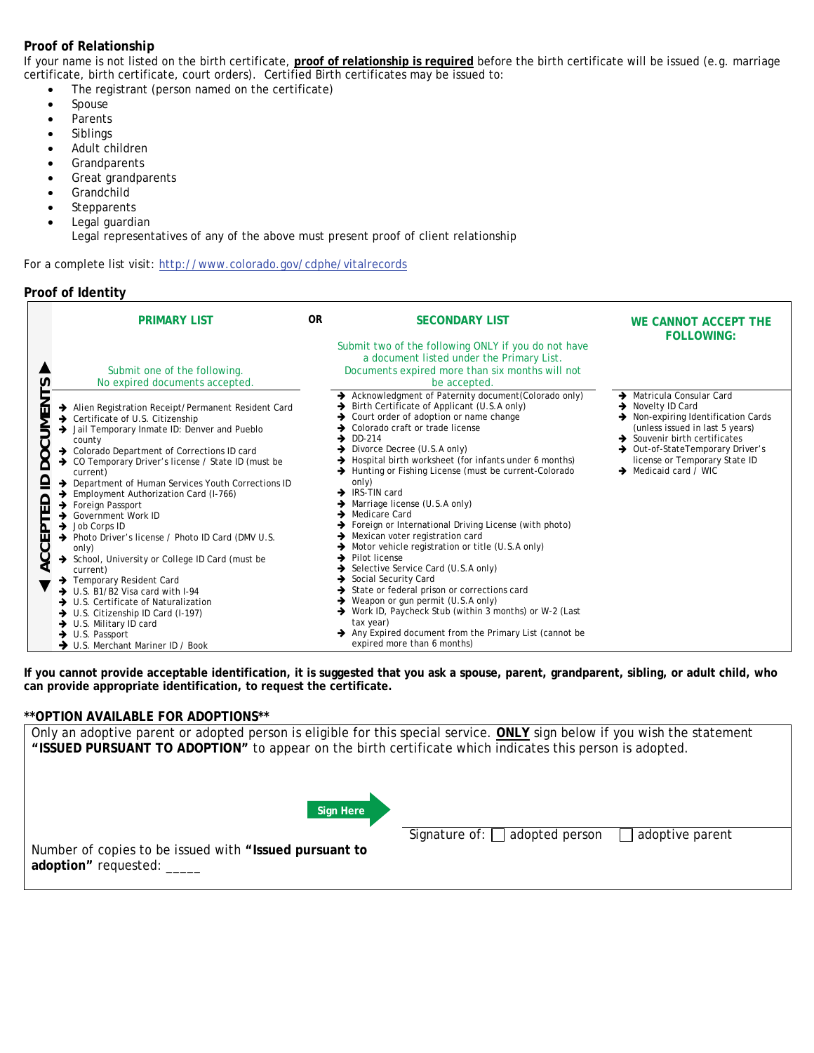## Proof of Relationship

If your name is not listed on the birth certificate, **proof of relationship is required** before the birth certificate will be issued (e.g. marriage certificate, birth certificate, court orders). Certified Birth certificates may be issued to:

- The registrant (person named on the certificate)
- Spouse
- Parents
- Siblings
- Adult children
- Grandparents
- Great grandparents
- Grandchild
- Stepparents
- Legal guardian

  Legal representatives of any of the above must present proof of client relationship

For a complete list visit: http://www.colorado.gov/cdphe/vitalrecords

## Proof of Identity

**ACCEPTED ID DOCUMENTS**

| PRIMARY LIST | OR | SECONDARY LIST | WE CANNOT ACCEPT THE FOLLOWING: |
|---|---|---|---|
| Submit one of the following. No expired documents accepted. | | Submit two of the following ONLY if you do not have a document listed under the Primary List. Documents expired more than six months will not be accepted. | |
| → Alien Registration Receipt/Permanent Resident Card<br>→ Certificate of U.S. Citizenship<br>→ Jail Temporary Inmate ID: Denver and Pueblo county<br>→ Colorado Department of Corrections ID card<br>→ CO Temporary Driver's license / State ID (must be current)<br>→ Department of Human Services Youth Corrections ID<br>→ Employment Authorization Card (I-766)<br>→ Foreign Passport<br>→ Government Work ID<br>→ Job Corps ID<br>→ Photo Driver's license / Photo ID Card (DMV U.S. only)<br>→ School, University or College ID Card (must be current)<br>→ Temporary Resident Card<br>→ U.S. B1/B2 Visa card with I-94<br>→ U.S. Certificate of Naturalization<br>→ U.S. Citizenship ID Card (I-197)<br>→ U.S. Military ID card<br>→ U.S. Passport<br>→ U.S. Merchant Mariner ID / Book | | → Acknowledgment of Paternity document(Colorado only)<br>→ Birth Certificate of Applicant (U.S.A only)<br>→ Court order of adoption or name change<br>→ Colorado craft or trade license<br>→ DD-214<br>→ Divorce Decree (U.S.A only)<br>→ Hospital birth worksheet (for infants under 6 months)<br>→ Hunting or Fishing License (must be current-Colorado only)<br>→ IRS-TIN card<br>→ Marriage license (U.S.A only)<br>→ Medicare Card<br>→ Foreign or International Driving License (with photo)<br>→ Mexican voter registration card<br>→ Motor vehicle registration or title (U.S.A only)<br>→ Pilot license<br>→ Selective Service Card (U.S.A only)<br>→ Social Security Card<br>→ State or federal prison or corrections card<br>→ Weapon or gun permit (U.S.A only)<br>→ Work ID, Paycheck Stub (within 3 months) or W-2 (Last tax year)<br>→ Any Expired document from the Primary List (cannot be expired more than 6 months) | → Matricula Consular Card<br>→ Novelty ID Card<br>→ Non-expiring Identification Cards (unless issued in last 5 years)<br>→ Souvenir birth certificates<br>→ Out-of-StateTemporary Driver's license or Temporary State ID<br>→ Medicaid card / WIC |

**If you cannot provide acceptable identification, it is suggested that you ask a spouse, parent, grandparent, sibling, or adult child, who can provide appropriate identification, to request the certificate.**

## **OPTION AVAILABLE FOR ADOPTIONS**

Only an adoptive parent or adopted person is eligible for this special service. **ONLY** sign below if you wish the statement **"ISSUED PURSUANT TO ADOPTION"** to appear on the birth certificate which indicates this person is adopted.

Sign Here

Signature of: ☐ adopted person ☐ adoptive parent

Number of copies to be issued with **"Issued pursuant to adoption"** requested: _____